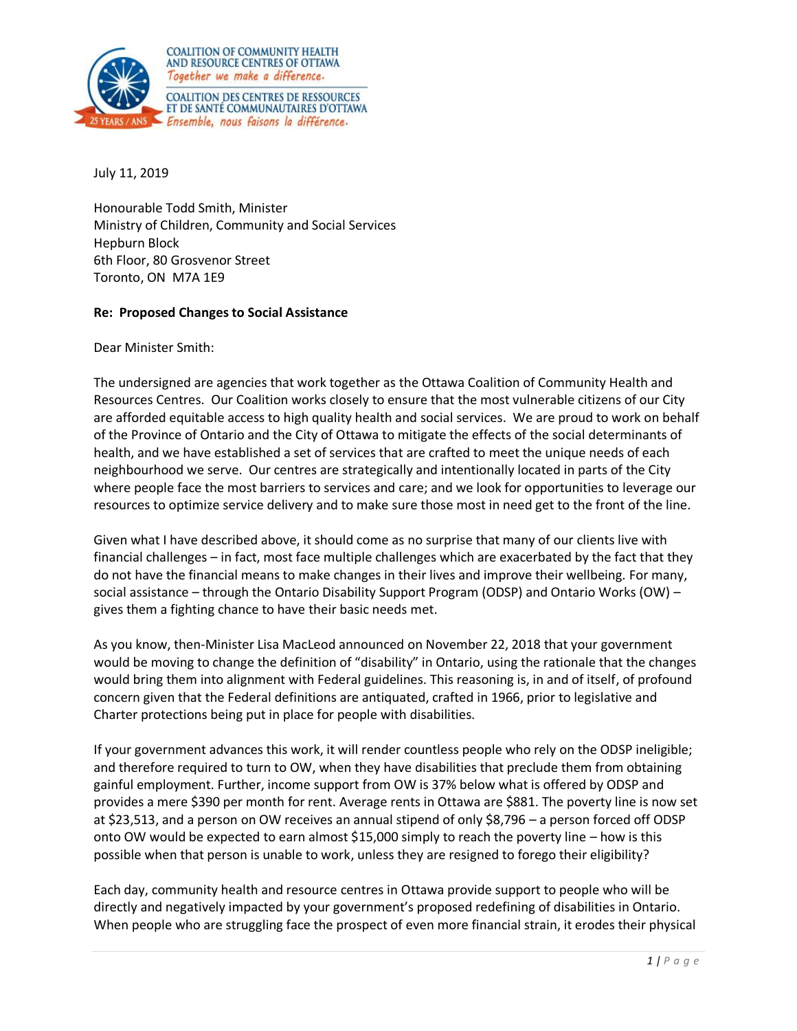COALITION OF COMMUNITY HEALTH AND RESOURCE CENTRES OF OTTAWA
*Together we make a difference.*

COALITION DES CENTRES DE RESSOURCES ET DE SANTÉ COMMUNAUTAIRES D'OTTAWA
*Ensemble, nous faisons la différence.*

25 YEARS / ANS

July 11, 2019

Honourable Todd Smith, Minister
Ministry of Children, Community and Social Services
Hepburn Block
6th Floor, 80 Grosvenor Street
Toronto, ON M7A 1E9

**Re: Proposed Changes to Social Assistance**

Dear Minister Smith:

The undersigned are agencies that work together as the Ottawa Coalition of Community Health and Resources Centres. Our Coalition works closely to ensure that the most vulnerable citizens of our City are afforded equitable access to high quality health and social services. We are proud to work on behalf of the Province of Ontario and the City of Ottawa to mitigate the effects of the social determinants of health, and we have established a set of services that are crafted to meet the unique needs of each neighbourhood we serve. Our centres are strategically and intentionally located in parts of the City where people face the most barriers to services and care; and we look for opportunities to leverage our resources to optimize service delivery and to make sure those most in need get to the front of the line.

Given what I have described above, it should come as no surprise that many of our clients live with financial challenges – in fact, most face multiple challenges which are exacerbated by the fact that they do not have the financial means to make changes in their lives and improve their wellbeing. For many, social assistance – through the Ontario Disability Support Program (ODSP) and Ontario Works (OW) – gives them a fighting chance to have their basic needs met.

As you know, then-Minister Lisa MacLeod announced on November 22, 2018 that your government would be moving to change the definition of "disability" in Ontario, using the rationale that the changes would bring them into alignment with Federal guidelines. This reasoning is, in and of itself, of profound concern given that the Federal definitions are antiquated, crafted in 1966, prior to legislative and Charter protections being put in place for people with disabilities.

If your government advances this work, it will render countless people who rely on the ODSP ineligible; and therefore required to turn to OW, when they have disabilities that preclude them from obtaining gainful employment. Further, income support from OW is 37% below what is offered by ODSP and provides a mere $390 per month for rent. Average rents in Ottawa are $881. The poverty line is now set at $23,513, and a person on OW receives an annual stipend of only $8,796 – a person forced off ODSP onto OW would be expected to earn almost $15,000 simply to reach the poverty line – how is this possible when that person is unable to work, unless they are resigned to forego their eligibility?

Each day, community health and resource centres in Ottawa provide support to people who will be directly and negatively impacted by your government's proposed redefining of disabilities in Ontario. When people who are struggling face the prospect of even more financial strain, it erodes their physical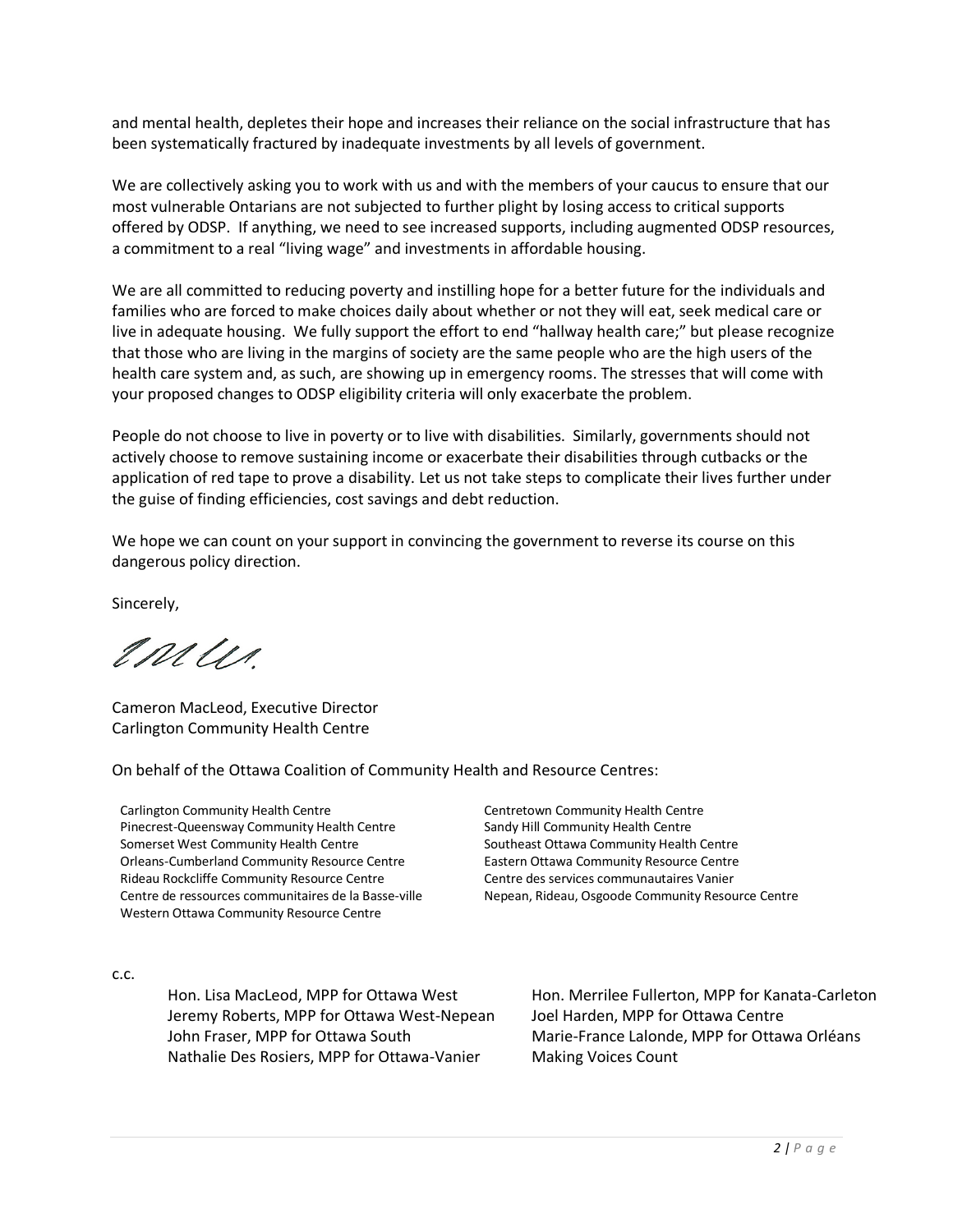and mental health, depletes their hope and increases their reliance on the social infrastructure that has been systematically fractured by inadequate investments by all levels of government.

We are collectively asking you to work with us and with the members of your caucus to ensure that our most vulnerable Ontarians are not subjected to further plight by losing access to critical supports offered by ODSP. If anything, we need to see increased supports, including augmented ODSP resources, a commitment to a real "living wage" and investments in affordable housing.

We are all committed to reducing poverty and instilling hope for a better future for the individuals and families who are forced to make choices daily about whether or not they will eat, seek medical care or live in adequate housing. We fully support the effort to end "hallway health care;" but please recognize that those who are living in the margins of society are the same people who are the high users of the health care system and, as such, are showing up in emergency rooms. The stresses that will come with your proposed changes to ODSP eligibility criteria will only exacerbate the problem.

People do not choose to live in poverty or to live with disabilities. Similarly, governments should not actively choose to remove sustaining income or exacerbate their disabilities through cutbacks or the application of red tape to prove a disability. Let us not take steps to complicate their lives further under the guise of finding efficiencies, cost savings and debt reduction.

We hope we can count on your support in convincing the government to reverse its course on this dangerous policy direction.

Sincerely,

Cameron MacLeod, Executive Director
Carlington Community Health Centre

On behalf of the Ottawa Coalition of Community Health and Resource Centres:

Carlington Community Health Centre
Pinecrest-Queensway Community Health Centre
Somerset West Community Health Centre
Orleans-Cumberland Community Resource Centre
Rideau Rockcliffe Community Resource Centre
Centre de ressources communitaires de la Basse-ville
Western Ottawa Community Resource Centre
Centretown Community Health Centre
Sandy Hill Community Health Centre
Southeast Ottawa Community Health Centre
Eastern Ottawa Community Resource Centre
Centre des services communautaires Vanier
Nepean, Rideau, Osgoode Community Resource Centre

c.c.

Hon. Lisa MacLeod, MPP for Ottawa West
Jeremy Roberts, MPP for Ottawa West-Nepean
John Fraser, MPP for Ottawa South
Nathalie Des Rosiers, MPP for Ottawa-Vanier
Hon. Merrilee Fullerton, MPP for Kanata-Carleton
Joel Harden, MPP for Ottawa Centre
Marie-France Lalonde, MPP for Ottawa Orléans
Making Voices Count